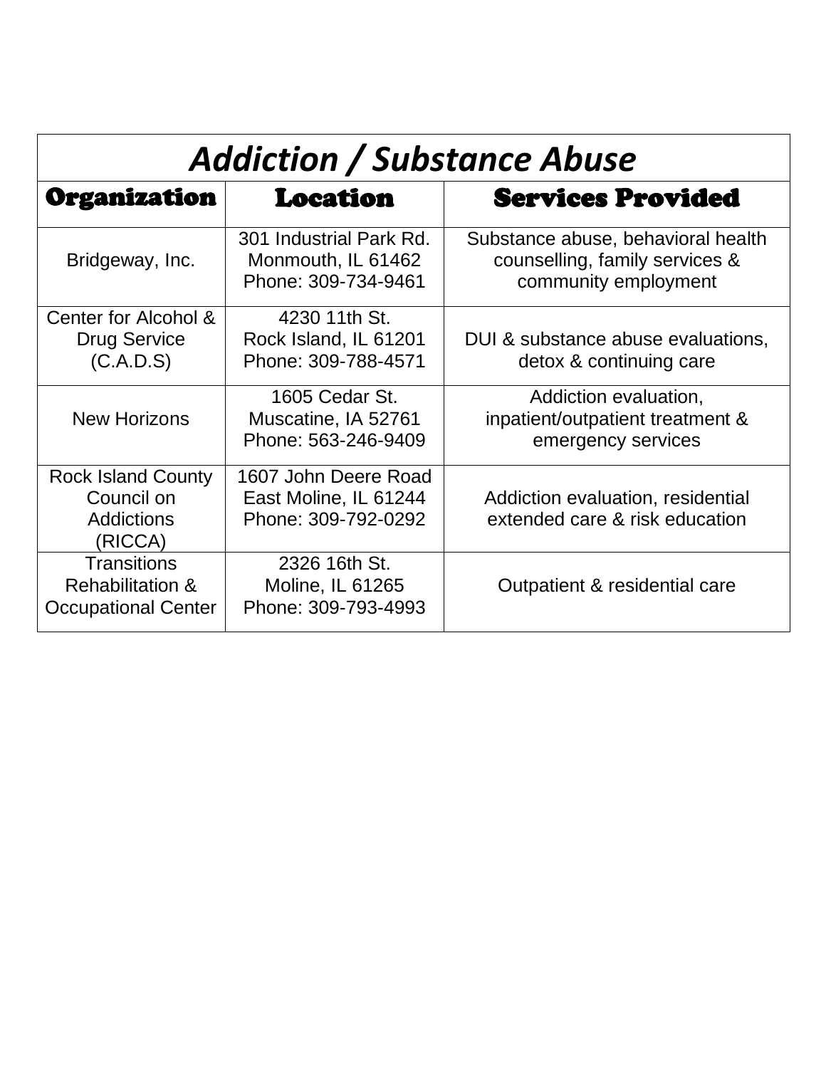# *Addiction / Substance Abuse*

| Organization | Location | Services Provided |
|---|---|---|
| Bridgeway, Inc. | 301 Industrial Park Rd.<br>Monmouth, IL 61462<br>Phone: 309-734-9461 | Substance abuse, behavioral health counselling, family services & community employment |
| Center for Alcohol & Drug Service (C.A.D.S) | 4230 11th St.<br>Rock Island, IL 61201<br>Phone: 309-788-4571 | DUI & substance abuse evaluations, detox & continuing care |
| New Horizons | 1605 Cedar St.<br>Muscatine, IA 52761<br>Phone: 563-246-9409 | Addiction evaluation, inpatient/outpatient treatment & emergency services |
| Rock Island County Council on Addictions (RICCA) | 1607 John Deere Road<br>East Moline, IL 61244<br>Phone: 309-792-0292 | Addiction evaluation, residential extended care & risk education |
| Transitions Rehabilitation & Occupational Center | 2326 16th St.<br>Moline, IL 61265<br>Phone: 309-793-4993 | Outpatient & residential care |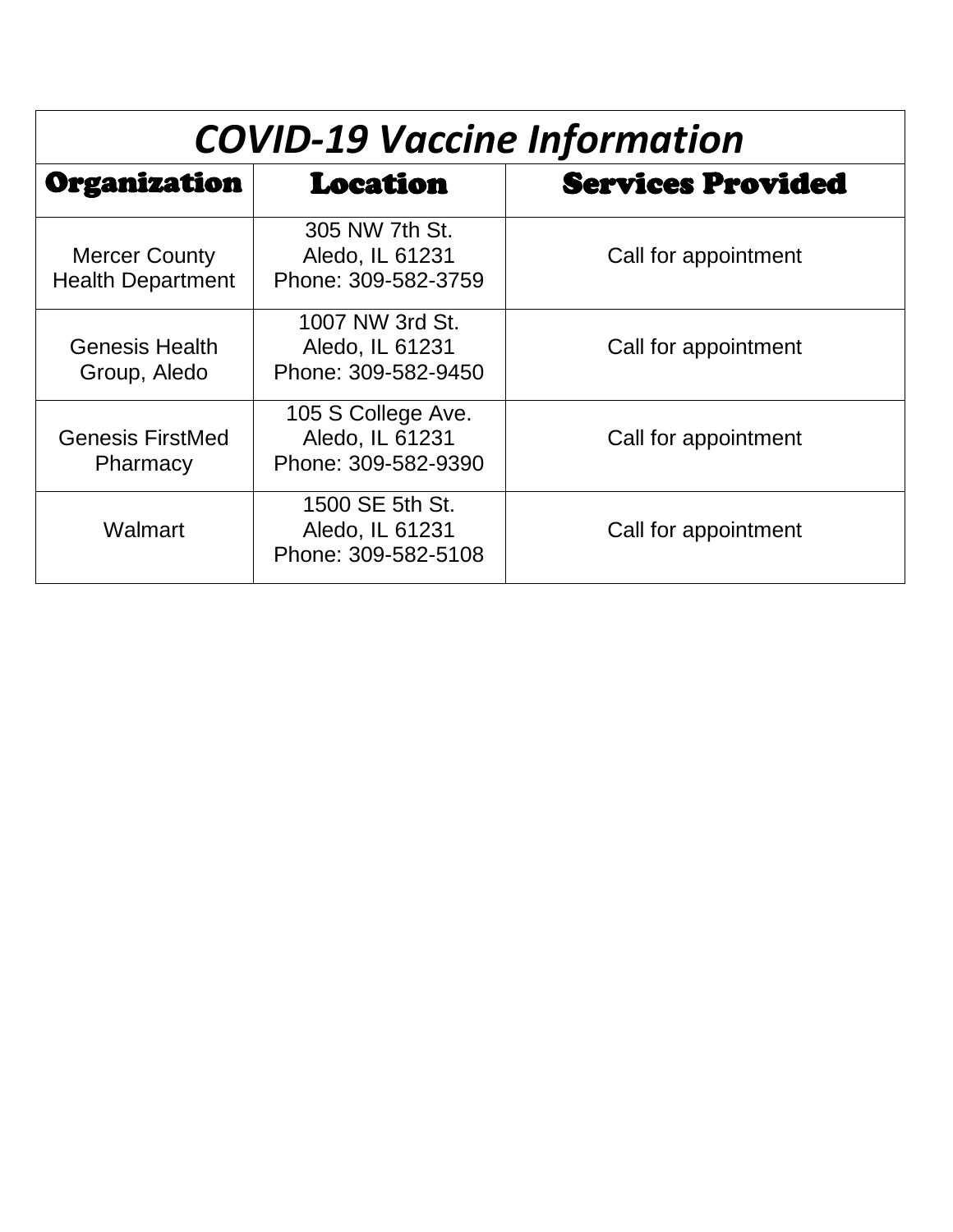| *COVID-19 Vaccine Information* | | |
|---|---|---|
| **Organization** | **Location** | **Services Provided** |
| Mercer County Health Department | 305 NW 7th St.<br>Aledo, IL 61231<br>Phone: 309-582-3759 | Call for appointment |
| Genesis Health Group, Aledo | 1007 NW 3rd St.<br>Aledo, IL 61231<br>Phone: 309-582-9450 | Call for appointment |
| Genesis FirstMed Pharmacy | 105 S College Ave.<br>Aledo, IL 61231<br>Phone: 309-582-9390 | Call for appointment |
| Walmart | 1500 SE 5th St.<br>Aledo, IL 61231<br>Phone: 309-582-5108 | Call for appointment |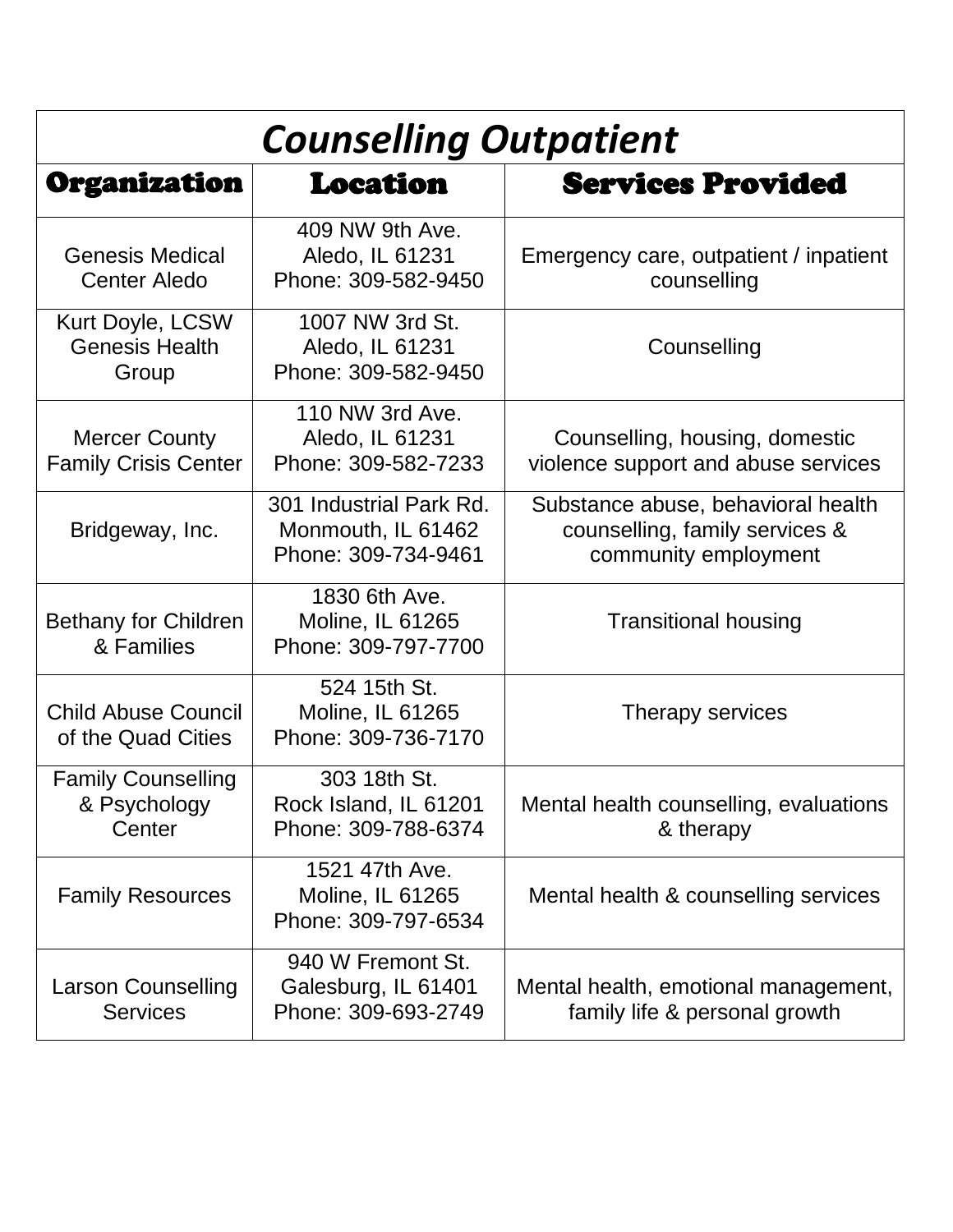# *Counselling Outpatient*

| Organization | Location | Services Provided |
|---|---|---|
| Genesis Medical Center Aledo | 409 NW 9th Ave. Aledo, IL 61231 Phone: 309-582-9450 | Emergency care, outpatient / inpatient counselling |
| Kurt Doyle, LCSW Genesis Health Group | 1007 NW 3rd St. Aledo, IL 61231 Phone: 309-582-9450 | Counselling |
| Mercer County Family Crisis Center | 110 NW 3rd Ave. Aledo, IL 61231 Phone: 309-582-7233 | Counselling, housing, domestic violence support and abuse services |
| Bridgeway, Inc. | 301 Industrial Park Rd. Monmouth, IL 61462 Phone: 309-734-9461 | Substance abuse, behavioral health counselling, family services & community employment |
| Bethany for Children & Families | 1830 6th Ave. Moline, IL 61265 Phone: 309-797-7700 | Transitional housing |
| Child Abuse Council of the Quad Cities | 524 15th St. Moline, IL 61265 Phone: 309-736-7170 | Therapy services |
| Family Counselling & Psychology Center | 303 18th St. Rock Island, IL 61201 Phone: 309-788-6374 | Mental health counselling, evaluations & therapy |
| Family Resources | 1521 47th Ave. Moline, IL 61265 Phone: 309-797-6534 | Mental health & counselling services |
| Larson Counselling Services | 940 W Fremont St. Galesburg, IL 61401 Phone: 309-693-2749 | Mental health, emotional management, family life & personal growth |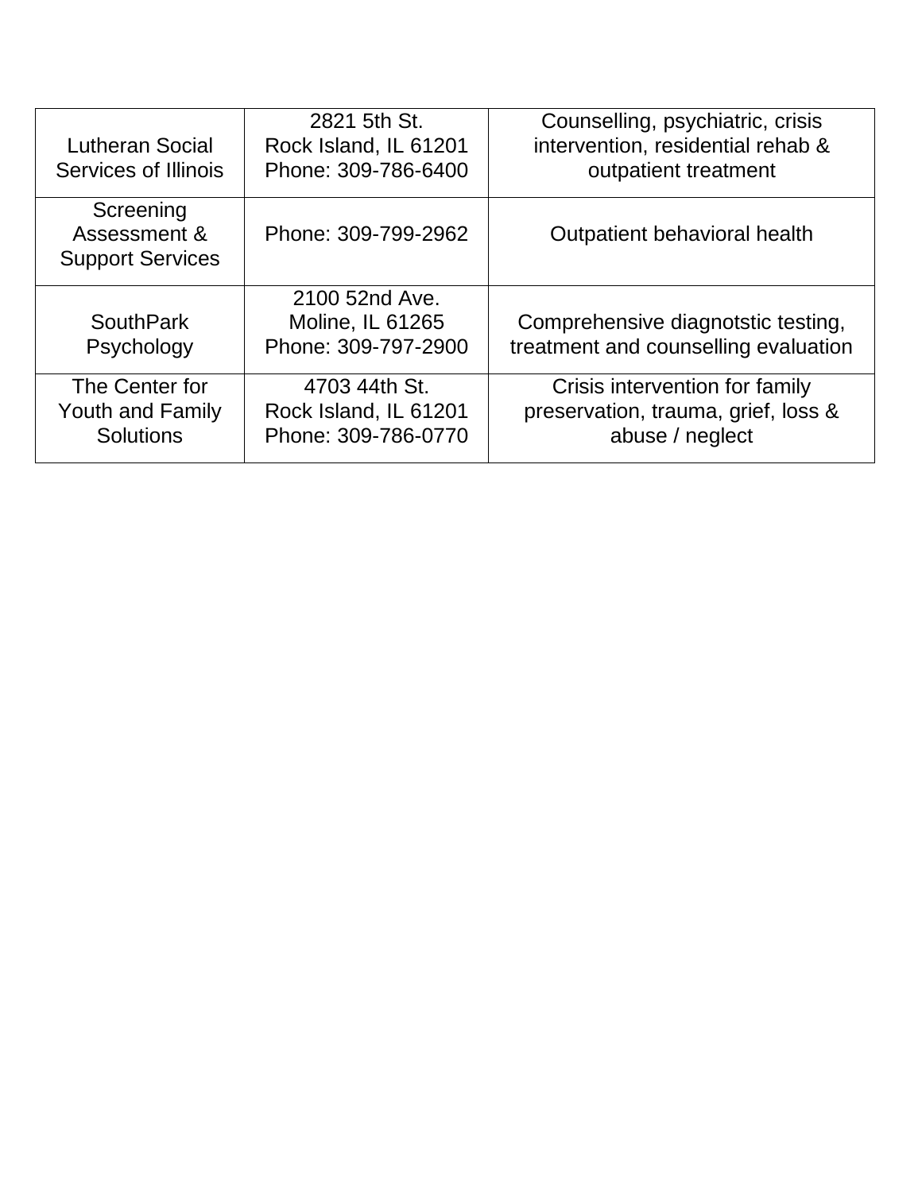| | | |
|---|---|---|
| Lutheran Social Services of Illinois | 2821 5th St.<br>Rock Island, IL 61201<br>Phone: 309-786-6400 | Counselling, psychiatric, crisis intervention, residential rehab & outpatient treatment |
| Screening Assessment & Support Services | Phone: 309-799-2962 | Outpatient behavioral health |
| SouthPark Psychology | 2100 52nd Ave.<br>Moline, IL 61265<br>Phone: 309-797-2900 | Comprehensive diagnotstic testing, treatment and counselling evaluation |
| The Center for Youth and Family Solutions | 4703 44th St.<br>Rock Island, IL 61201<br>Phone: 309-786-0770 | Crisis intervention for family preservation, trauma, grief, loss & abuse / neglect |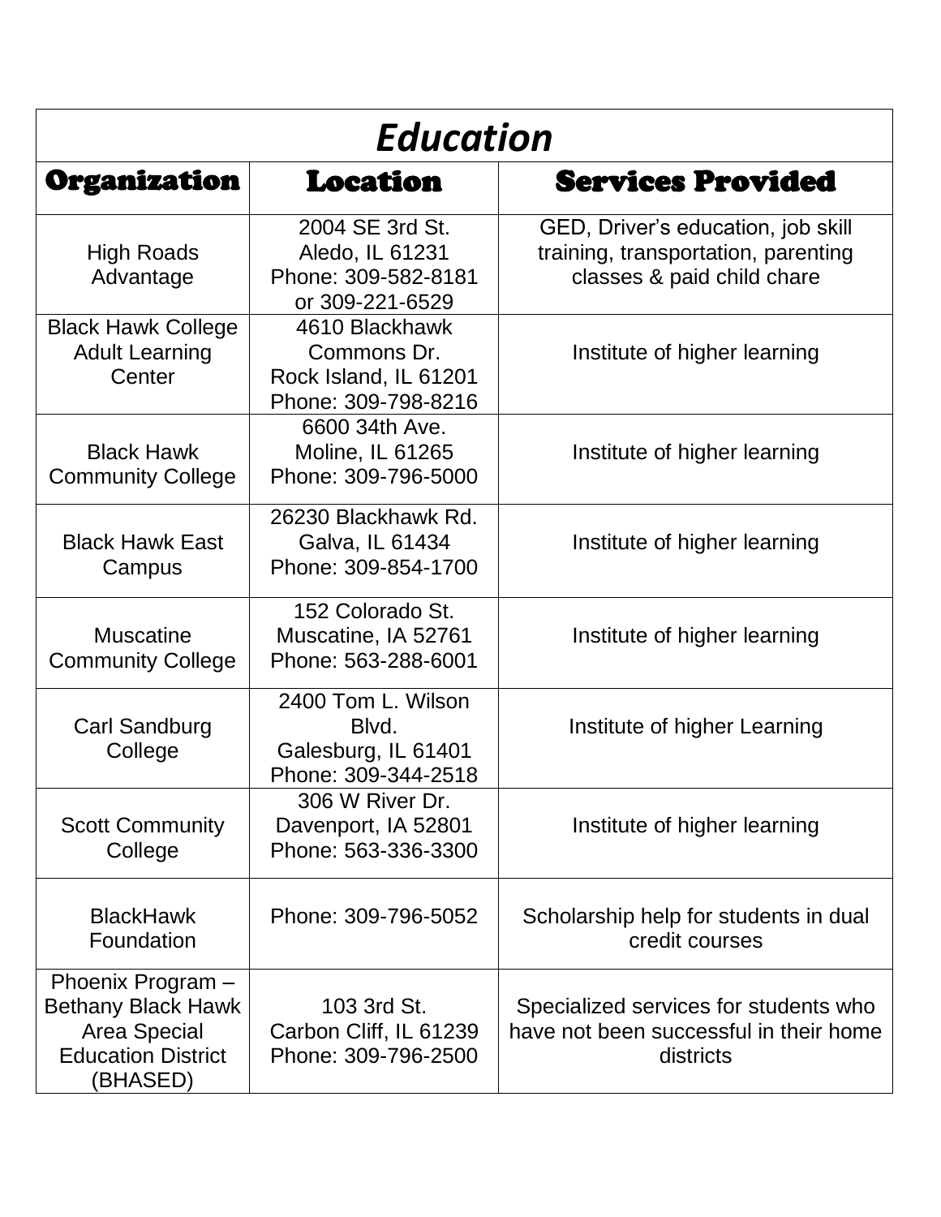| *Education* | | |
|---|---|---|
| **Organization** | **Location** | **Services Provided** |
| High Roads Advantage | 2004 SE 3rd St. Aledo, IL 61231 Phone: 309-582-8181 or 309-221-6529 | GED, Driver's education, job skill training, transportation, parenting classes & paid child chare |
| Black Hawk College Adult Learning Center | 4610 Blackhawk Commons Dr. Rock Island, IL 61201 Phone: 309-798-8216 | Institute of higher learning |
| Black Hawk Community College | 6600 34th Ave. Moline, IL 61265 Phone: 309-796-5000 | Institute of higher learning |
| Black Hawk East Campus | 26230 Blackhawk Rd. Galva, IL 61434 Phone: 309-854-1700 | Institute of higher learning |
| Muscatine Community College | 152 Colorado St. Muscatine, IA 52761 Phone: 563-288-6001 | Institute of higher learning |
| Carl Sandburg College | 2400 Tom L. Wilson Blvd. Galesburg, IL 61401 Phone: 309-344-2518 | Institute of higher Learning |
| Scott Community College | 306 W River Dr. Davenport, IA 52801 Phone: 563-336-3300 | Institute of higher learning |
| BlackHawk Foundation | Phone: 309-796-5052 | Scholarship help for students in dual credit courses |
| Phoenix Program – Bethany Black Hawk Area Special Education District (BHASED) | 103 3rd St. Carbon Cliff, IL 61239 Phone: 309-796-2500 | Specialized services for students who have not been successful in their home districts |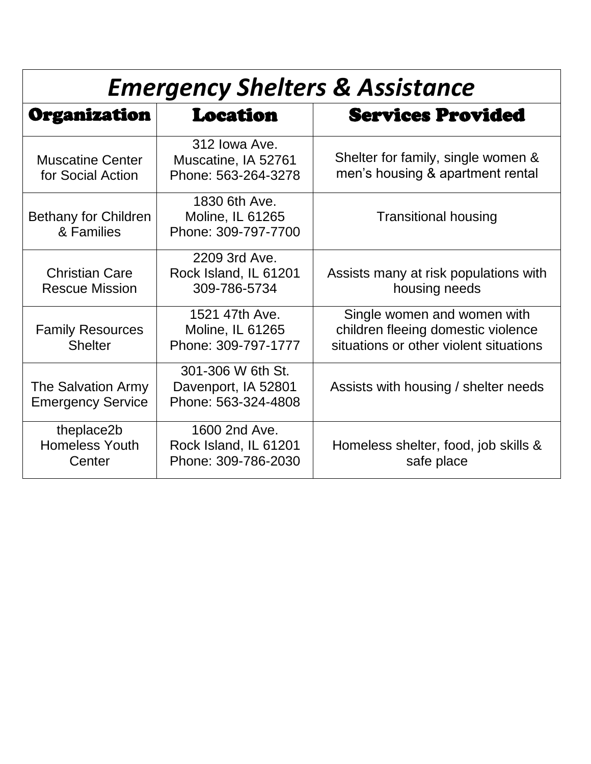# *Emergency Shelters & Assistance*

| Organization | Location | Services Provided |
|---|---|---|
| Muscatine Center for Social Action | 312 Iowa Ave.<br>Muscatine, IA 52761<br>Phone: 563-264-3278 | Shelter for family, single women & men's housing & apartment rental |
| Bethany for Children & Families | 1830 6th Ave.<br>Moline, IL 61265<br>Phone: 309-797-7700 | Transitional housing |
| Christian Care Rescue Mission | 2209 3rd Ave.<br>Rock Island, IL 61201<br>309-786-5734 | Assists many at risk populations with housing needs |
| Family Resources Shelter | 1521 47th Ave.<br>Moline, IL 61265<br>Phone: 309-797-1777 | Single women and women with children fleeing domestic violence situations or other violent situations |
| The Salvation Army Emergency Service | 301-306 W 6th St.<br>Davenport, IA 52801<br>Phone: 563-324-4808 | Assists with housing / shelter needs |
| theplace2b Homeless Youth Center | 1600 2nd Ave.<br>Rock Island, IL 61201<br>Phone: 309-786-2030 | Homeless shelter, food, job skills & safe place |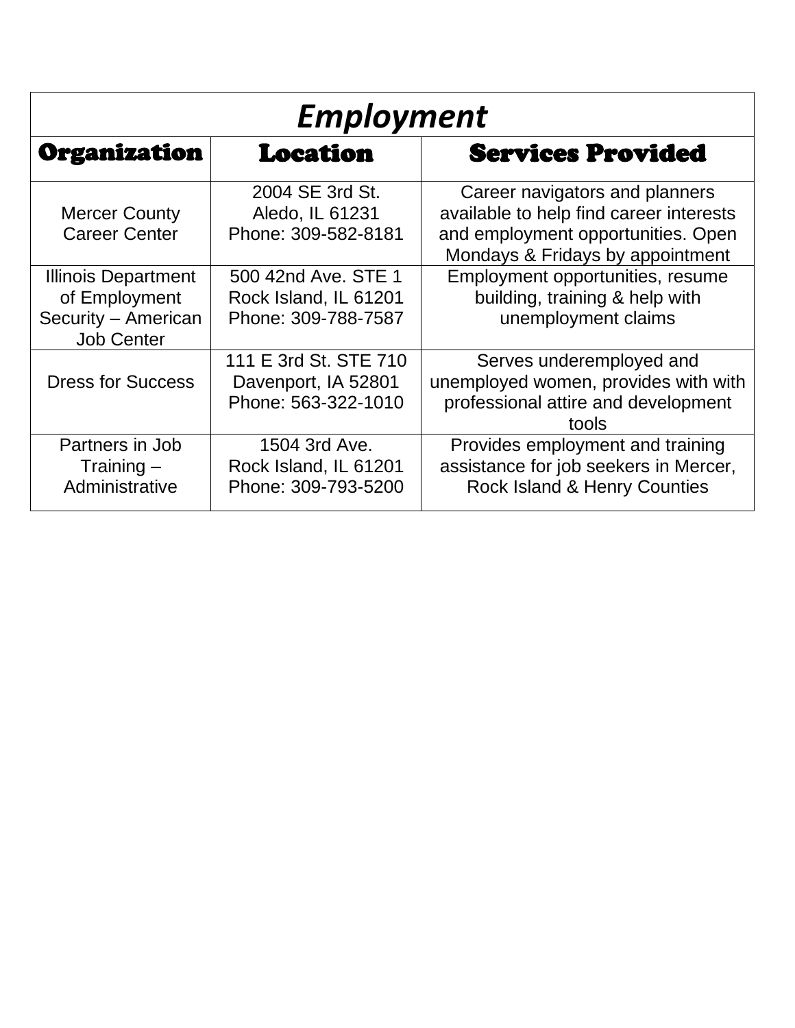## *Employment*

| Organization | Location | Services Provided |
|---|---|---|
| Mercer County Career Center | 2004 SE 3rd St. Aledo, IL 61231 Phone: 309-582-8181 | Career navigators and planners available to help find career interests and employment opportunities. Open Mondays & Fridays by appointment |
| Illinois Department of Employment Security – American Job Center | 500 42nd Ave. STE 1 Rock Island, IL 61201 Phone: 309-788-7587 | Employment opportunities, resume building, training & help with unemployment claims |
| Dress for Success | 111 E 3rd St. STE 710 Davenport, IA 52801 Phone: 563-322-1010 | Serves underemployed and unemployed women, provides with with professional attire and development tools |
| Partners in Job Training – Administrative | 1504 3rd Ave. Rock Island, IL 61201 Phone: 309-793-5200 | Provides employment and training assistance for job seekers in Mercer, Rock Island & Henry Counties |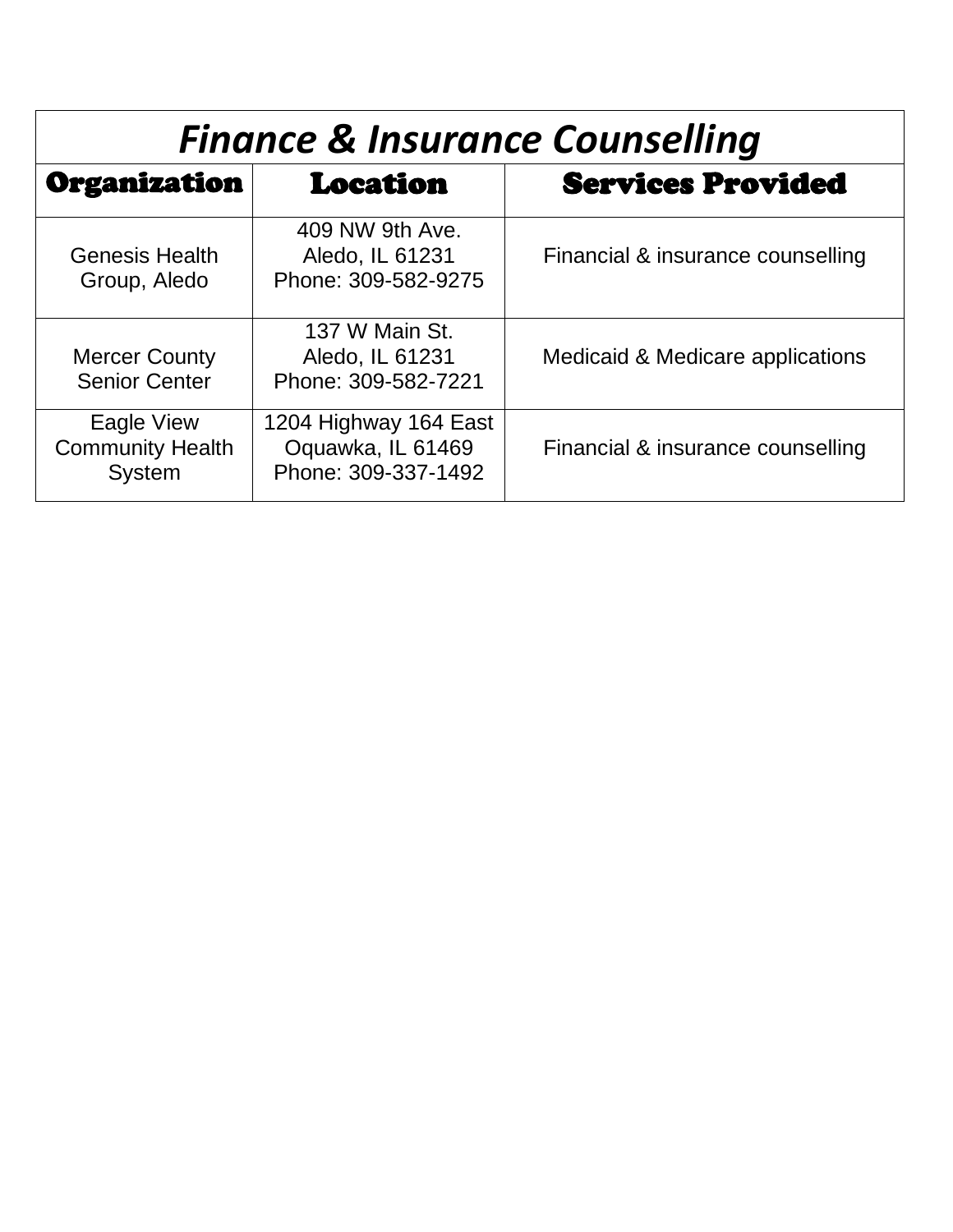# *Finance & Insurance Counselling*

| Organization | Location | Services Provided |
|---|---|---|
| Genesis Health Group, Aledo | 409 NW 9th Ave.<br>Aledo, IL 61231<br>Phone: 309-582-9275 | Financial & insurance counselling |
| Mercer County Senior Center | 137 W Main St.<br>Aledo, IL 61231<br>Phone: 309-582-7221 | Medicaid & Medicare applications |
| Eagle View Community Health System | 1204 Highway 164 East<br>Oquawka, IL 61469<br>Phone: 309-337-1492 | Financial & insurance counselling |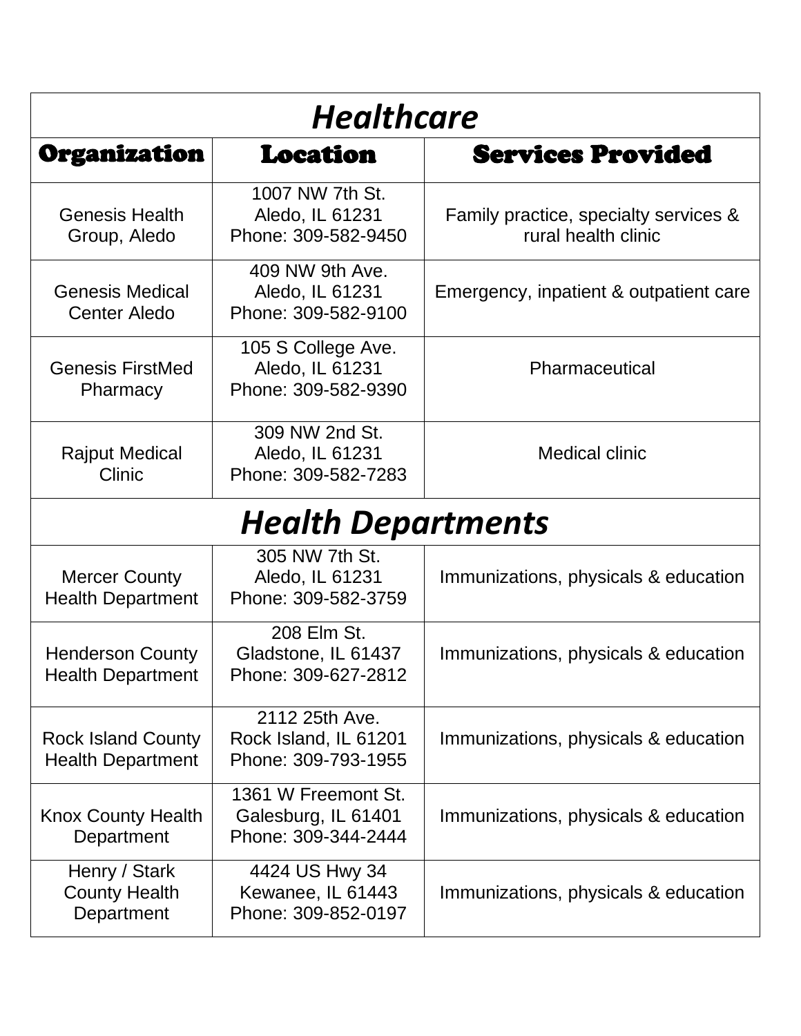| ***Healthcare*** | | |
|---|---|---|
| **Organization** | **Location** | **Services Provided** |
| Genesis Health Group, Aledo | 1007 NW 7th St.<br>Aledo, IL 61231<br>Phone: 309-582-9450 | Family practice, specialty services & rural health clinic |
| Genesis Medical Center Aledo | 409 NW 9th Ave.<br>Aledo, IL 61231<br>Phone: 309-582-9100 | Emergency, inpatient & outpatient care |
| Genesis FirstMed Pharmacy | 105 S College Ave.<br>Aledo, IL 61231<br>Phone: 309-582-9390 | Pharmaceutical |
| Rajput Medical Clinic | 309 NW 2nd St.<br>Aledo, IL 61231<br>Phone: 309-582-7283 | Medical clinic |
| ***Health Departments*** | | |
| Mercer County Health Department | 305 NW 7th St.<br>Aledo, IL 61231<br>Phone: 309-582-3759 | Immunizations, physicals & education |
| Henderson County Health Department | 208 Elm St.<br>Gladstone, IL 61437<br>Phone: 309-627-2812 | Immunizations, physicals & education |
| Rock Island County Health Department | 2112 25th Ave.<br>Rock Island, IL 61201<br>Phone: 309-793-1955 | Immunizations, physicals & education |
| Knox County Health Department | 1361 W Freemont St.<br>Galesburg, IL 61401<br>Phone: 309-344-2444 | Immunizations, physicals & education |
| Henry / Stark County Health Department | 4424 US Hwy 34<br>Kewanee, IL 61443<br>Phone: 309-852-0197 | Immunizations, physicals & education |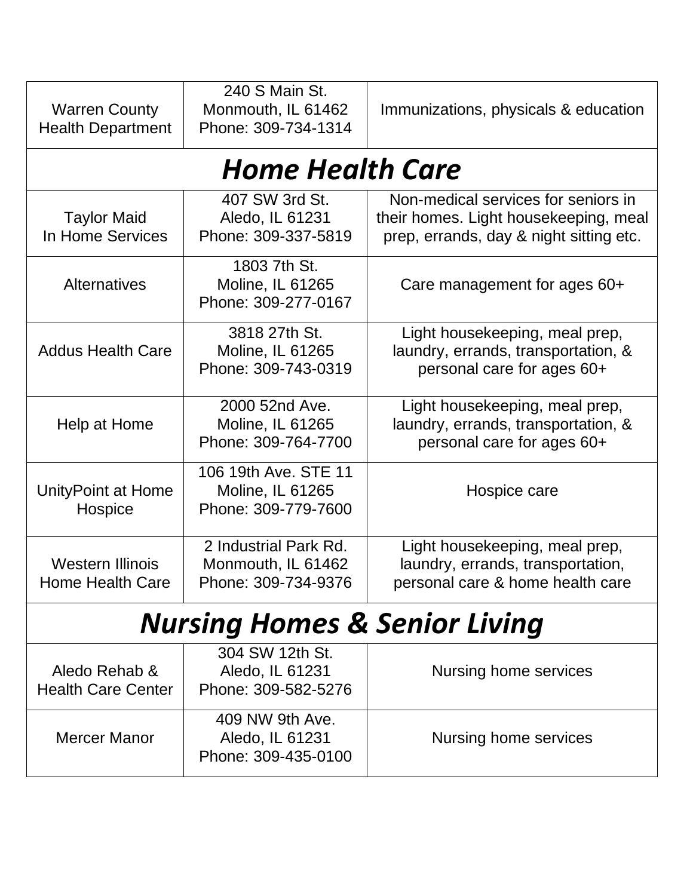| | | |
|---|---|---|
| Warren County Health Department | 240 S Main St.<br>Monmouth, IL 61462<br>Phone: 309-734-1314 | Immunizations, physicals & education |

## *Home Health Care*

| | | |
|---|---|---|
| Taylor Maid In Home Services | 407 SW 3rd St.<br>Aledo, IL 61231<br>Phone: 309-337-5819 | Non-medical services for seniors in their homes. Light housekeeping, meal prep, errands, day & night sitting etc. |
| Alternatives | 1803 7th St.<br>Moline, IL 61265<br>Phone: 309-277-0167 | Care management for ages 60+ |
| Addus Health Care | 3818 27th St.<br>Moline, IL 61265<br>Phone: 309-743-0319 | Light housekeeping, meal prep, laundry, errands, transportation, & personal care for ages 60+ |
| Help at Home | 2000 52nd Ave.<br>Moline, IL 61265<br>Phone: 309-764-7700 | Light housekeeping, meal prep, laundry, errands, transportation, & personal care for ages 60+ |
| UnityPoint at Home Hospice | 106 19th Ave. STE 11<br>Moline, IL 61265<br>Phone: 309-779-7600 | Hospice care |
| Western Illinois Home Health Care | 2 Industrial Park Rd.<br>Monmouth, IL 61462<br>Phone: 309-734-9376 | Light housekeeping, meal prep, laundry, errands, transportation, personal care & home health care |

## *Nursing Homes & Senior Living*

| | | |
|---|---|---|
| Aledo Rehab & Health Care Center | 304 SW 12th St.<br>Aledo, IL 61231<br>Phone: 309-582-5276 | Nursing home services |
| Mercer Manor | 409 NW 9th Ave.<br>Aledo, IL 61231<br>Phone: 309-435-0100 | Nursing home services |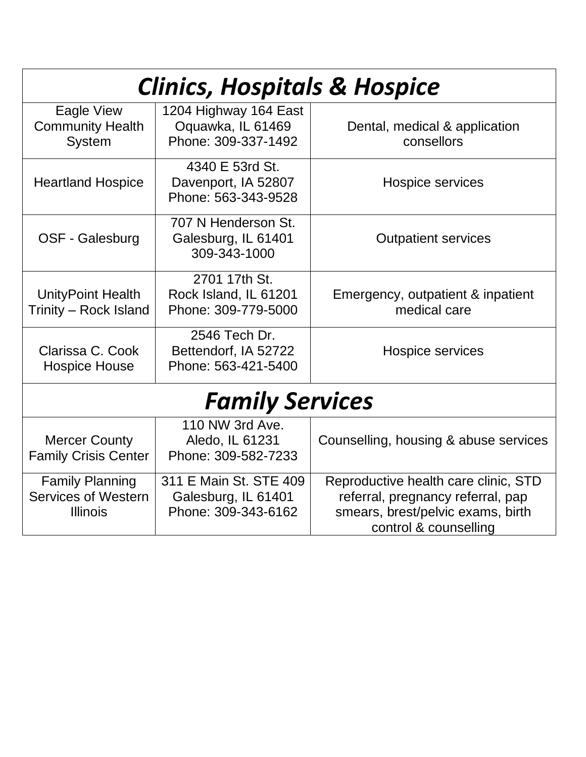| *Clinics, Hospitals & Hospice* | | |
|---|---|---|
| Eagle View Community Health System | 1204 Highway 164 East<br>Oquawka, IL 61469<br>Phone: 309-337-1492 | Dental, medical & application consellors |
| Heartland Hospice | 4340 E 53rd St.<br>Davenport, IA 52807<br>Phone: 563-343-9528 | Hospice services |
| OSF - Galesburg | 707 N Henderson St.<br>Galesburg, IL 61401<br>309-343-1000 | Outpatient services |
| UnityPoint Health Trinity – Rock Island | 2701 17th St.<br>Rock Island, IL 61201<br>Phone: 309-779-5000 | Emergency, outpatient & inpatient medical care |
| Clarissa C. Cook Hospice House | 2546 Tech Dr.<br>Bettendorf, IA 52722<br>Phone: 563-421-5400 | Hospice services |
| ***Family Services*** | | |
| Mercer County Family Crisis Center | 110 NW 3rd Ave.<br>Aledo, IL 61231<br>Phone: 309-582-7233 | Counselling, housing & abuse services |
| Family Planning Services of Western Illinois | 311 E Main St. STE 409<br>Galesburg, IL 61401<br>Phone: 309-343-6162 | Reproductive health care clinic, STD referral, pregnancy referral, pap smears, brest/pelvic exams, birth control & counselling |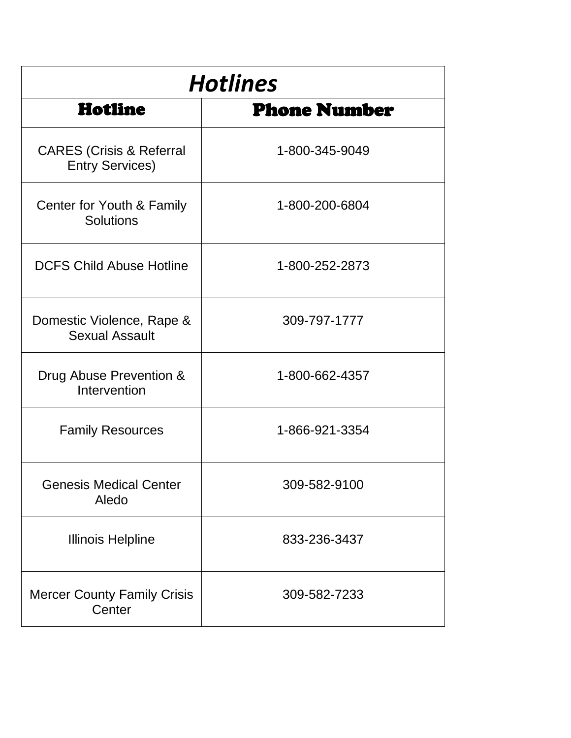| *Hotlines* | |
|---|---|
| **Hotline** | **Phone Number** |
| CARES (Crisis & Referral Entry Services) | 1-800-345-9049 |
| Center for Youth & Family Solutions | 1-800-200-6804 |
| DCFS Child Abuse Hotline | 1-800-252-2873 |
| Domestic Violence, Rape & Sexual Assault | 309-797-1777 |
| Drug Abuse Prevention & Intervention | 1-800-662-4357 |
| Family Resources | 1-866-921-3354 |
| Genesis Medical Center Aledo | 309-582-9100 |
| Illinois Helpline | 833-236-3437 |
| Mercer County Family Crisis Center | 309-582-7233 |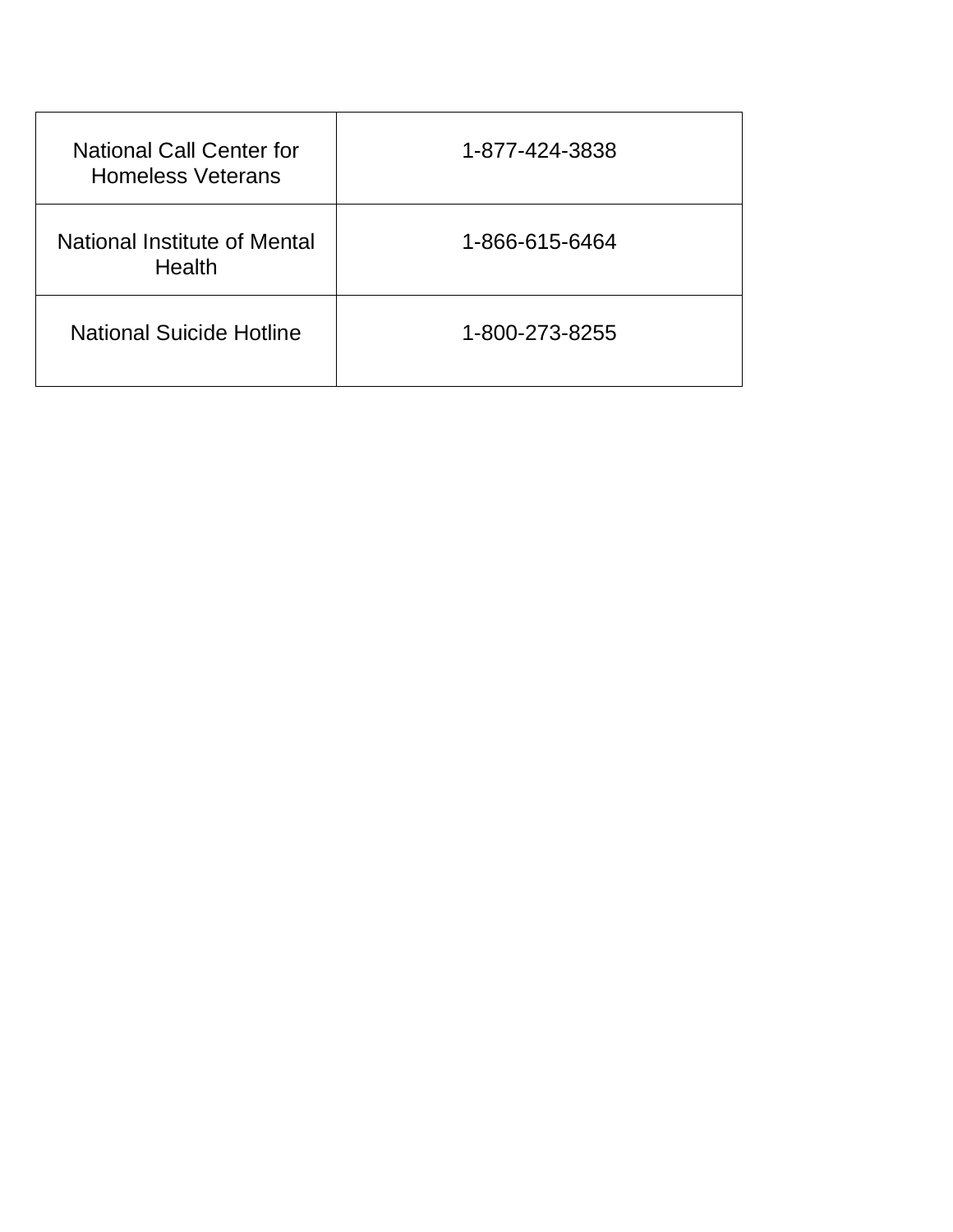| National Call Center for Homeless Veterans | 1-877-424-3838 |
|---|---|
| National Institute of Mental Health | 1-866-615-6464 |
| National Suicide Hotline | 1-800-273-8255 |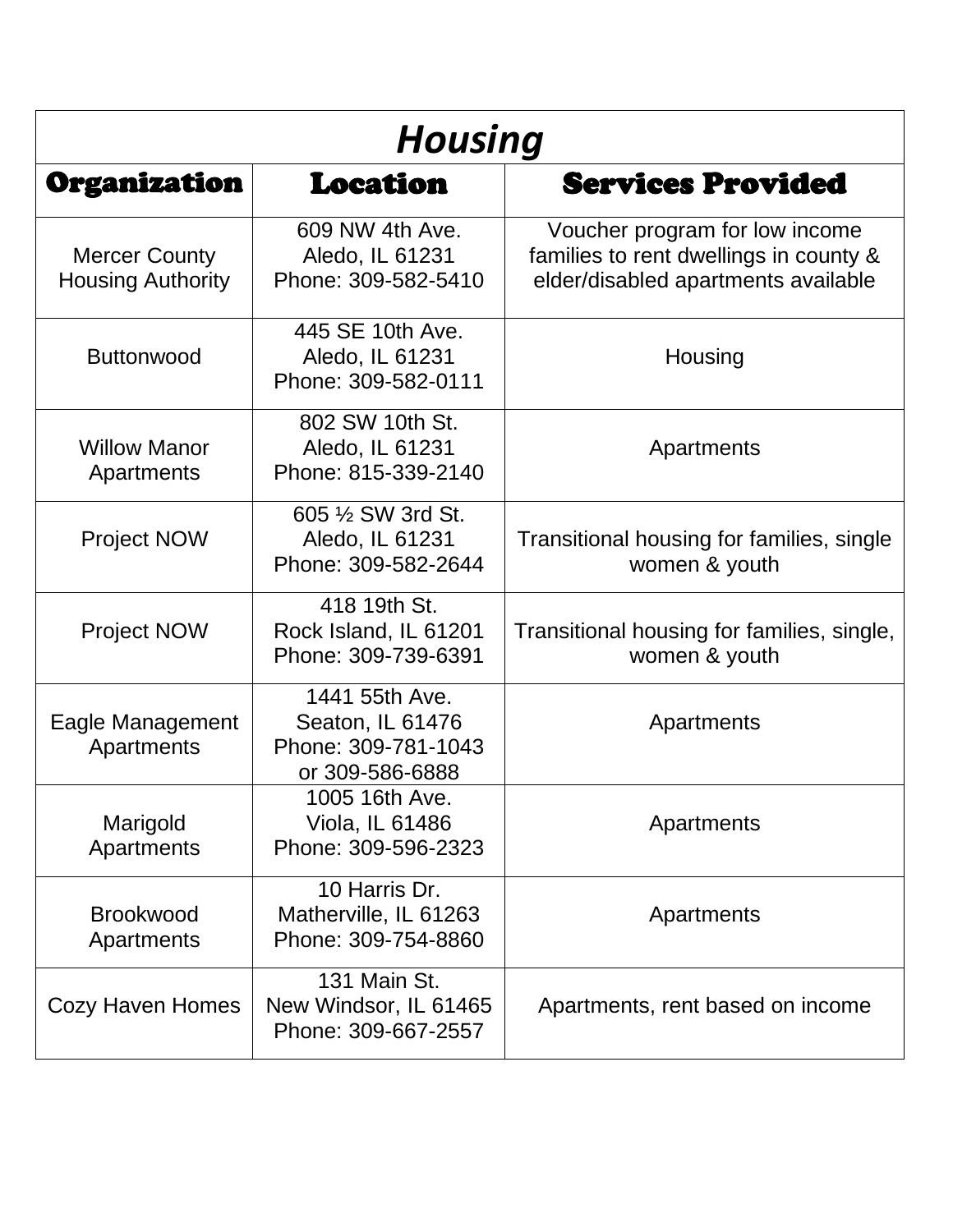# *Housing*

| Organization | Location | Services Provided |
|---|---|---|
| Mercer County Housing Authority | 609 NW 4th Ave.<br>Aledo, IL 61231<br>Phone: 309-582-5410 | Voucher program for low income families to rent dwellings in county & elder/disabled apartments available |
| Buttonwood | 445 SE 10th Ave.<br>Aledo, IL 61231<br>Phone: 309-582-0111 | Housing |
| Willow Manor Apartments | 802 SW 10th St.<br>Aledo, IL 61231<br>Phone: 815-339-2140 | Apartments |
| Project NOW | 605 ½ SW 3rd St.<br>Aledo, IL 61231<br>Phone: 309-582-2644 | Transitional housing for families, single women & youth |
| Project NOW | 418 19th St.<br>Rock Island, IL 61201<br>Phone: 309-739-6391 | Transitional housing for families, single, women & youth |
| Eagle Management Apartments | 1441 55th Ave.<br>Seaton, IL 61476<br>Phone: 309-781-1043<br>or 309-586-6888 | Apartments |
| Marigold Apartments | 1005 16th Ave.<br>Viola, IL 61486<br>Phone: 309-596-2323 | Apartments |
| Brookwood Apartments | 10 Harris Dr.<br>Matherville, IL 61263<br>Phone: 309-754-8860 | Apartments |
| Cozy Haven Homes | 131 Main St.<br>New Windsor, IL 61465<br>Phone: 309-667-2557 | Apartments, rent based on income |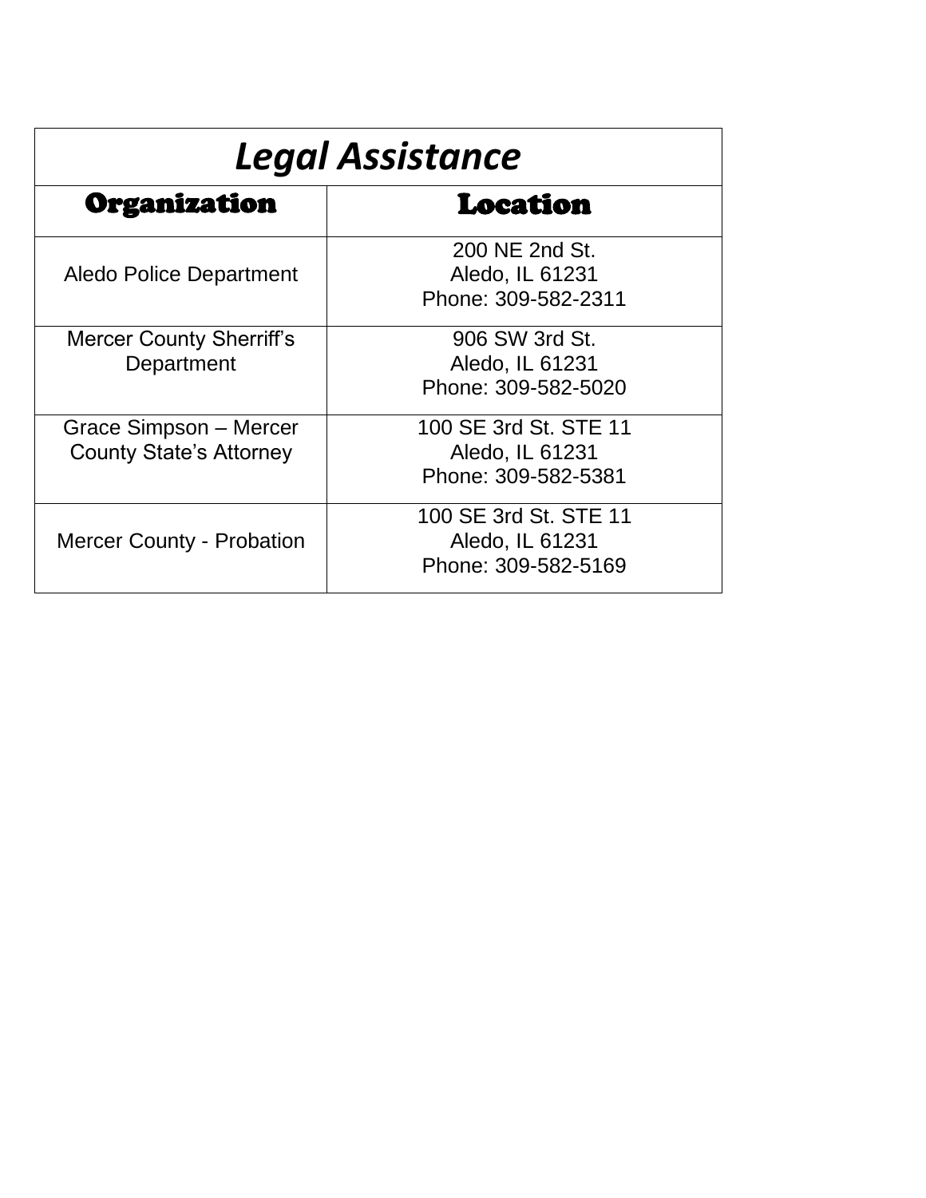| Legal Assistance | |
|---|---|
| **Organization** | **Location** |
| Aledo Police Department | 200 NE 2nd St.<br>Aledo, IL 61231<br>Phone: 309-582-2311 |
| Mercer County Sherriff's Department | 906 SW 3rd St.<br>Aledo, IL 61231<br>Phone: 309-582-5020 |
| Grace Simpson – Mercer County State's Attorney | 100 SE 3rd St. STE 11<br>Aledo, IL 61231<br>Phone: 309-582-5381 |
| Mercer County - Probation | 100 SE 3rd St. STE 11<br>Aledo, IL 61231<br>Phone: 309-582-5169 |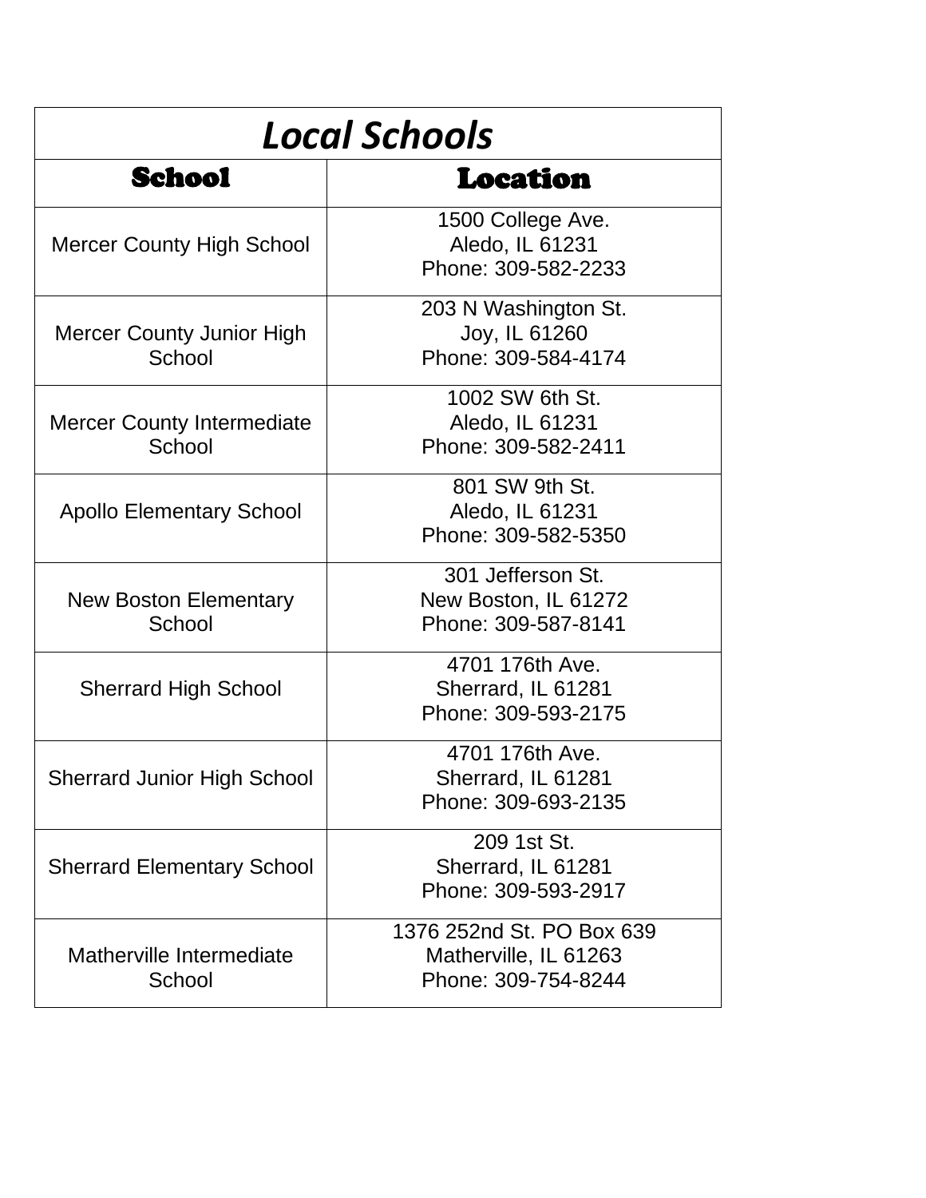| *Local Schools* | |
|---|---|
| **School** | **Location** |
| Mercer County High School | 1500 College Ave.<br>Aledo, IL 61231<br>Phone: 309-582-2233 |
| Mercer County Junior High School | 203 N Washington St.<br>Joy, IL 61260<br>Phone: 309-584-4174 |
| Mercer County Intermediate School | 1002 SW 6th St.<br>Aledo, IL 61231<br>Phone: 309-582-2411 |
| Apollo Elementary School | 801 SW 9th St.<br>Aledo, IL 61231<br>Phone: 309-582-5350 |
| New Boston Elementary School | 301 Jefferson St.<br>New Boston, IL 61272<br>Phone: 309-587-8141 |
| Sherrard High School | 4701 176th Ave.<br>Sherrard, IL 61281<br>Phone: 309-593-2175 |
| Sherrard Junior High School | 4701 176th Ave.<br>Sherrard, IL 61281<br>Phone: 309-693-2135 |
| Sherrard Elementary School | 209 1st St.<br>Sherrard, IL 61281<br>Phone: 309-593-2917 |
| Matherville Intermediate School | 1376 252nd St. PO Box 639<br>Matherville, IL 61263<br>Phone: 309-754-8244 |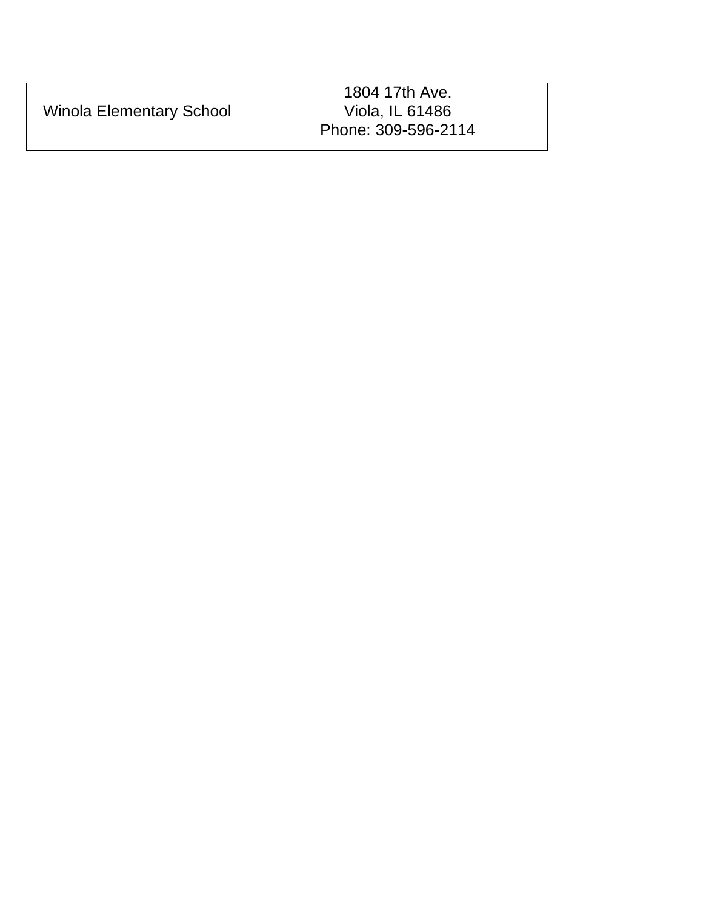| Winola Elementary School | 1804 17th Ave.<br>Viola, IL 61486<br>Phone: 309-596-2114 |
|---|---|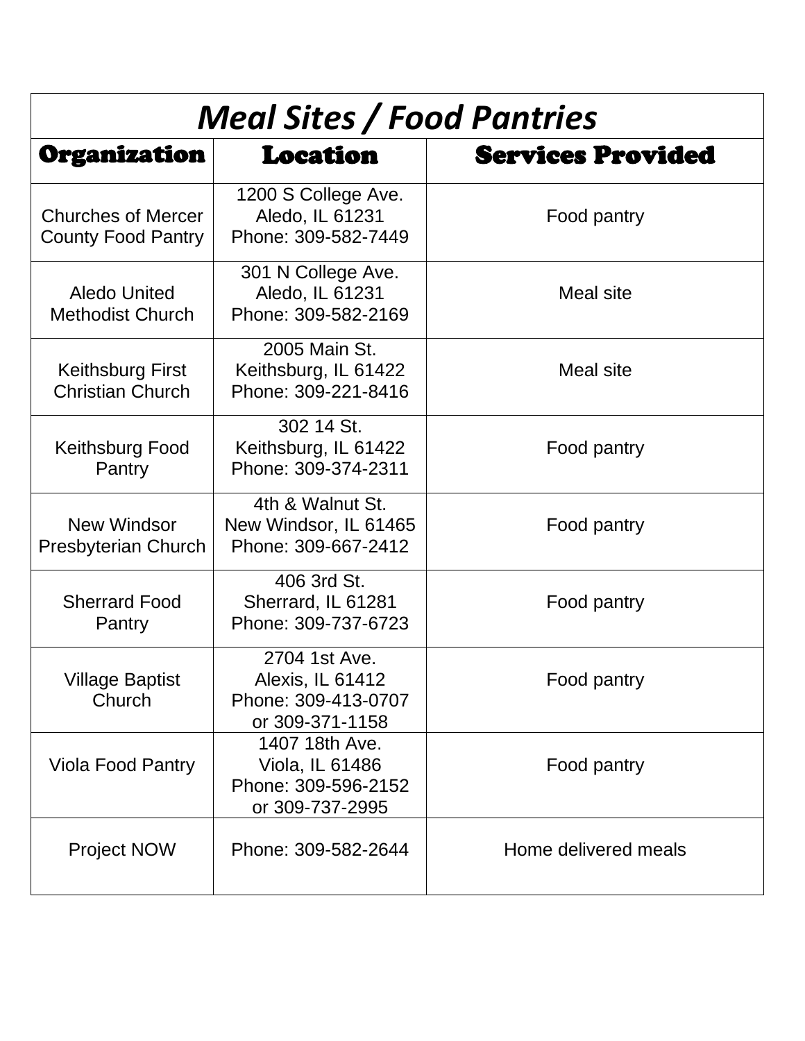# *Meal Sites / Food Pantries*

| Organization | Location | Services Provided |
|---|---|---|
| Churches of Mercer County Food Pantry | 1200 S College Ave.<br>Aledo, IL 61231<br>Phone: 309-582-7449 | Food pantry |
| Aledo United Methodist Church | 301 N College Ave.<br>Aledo, IL 61231<br>Phone: 309-582-2169 | Meal site |
| Keithsburg First Christian Church | 2005 Main St.<br>Keithsburg, IL 61422<br>Phone: 309-221-8416 | Meal site |
| Keithsburg Food Pantry | 302 14 St.<br>Keithsburg, IL 61422<br>Phone: 309-374-2311 | Food pantry |
| New Windsor Presbyterian Church | 4th & Walnut St.<br>New Windsor, IL 61465<br>Phone: 309-667-2412 | Food pantry |
| Sherrard Food Pantry | 406 3rd St.<br>Sherrard, IL 61281<br>Phone: 309-737-6723 | Food pantry |
| Village Baptist Church | 2704 1st Ave.<br>Alexis, IL 61412<br>Phone: 309-413-0707<br>or 309-371-1158 | Food pantry |
| Viola Food Pantry | 1407 18th Ave.<br>Viola, IL 61486<br>Phone: 309-596-2152<br>or 309-737-2995 | Food pantry |
| Project NOW | Phone: 309-582-2644 | Home delivered meals |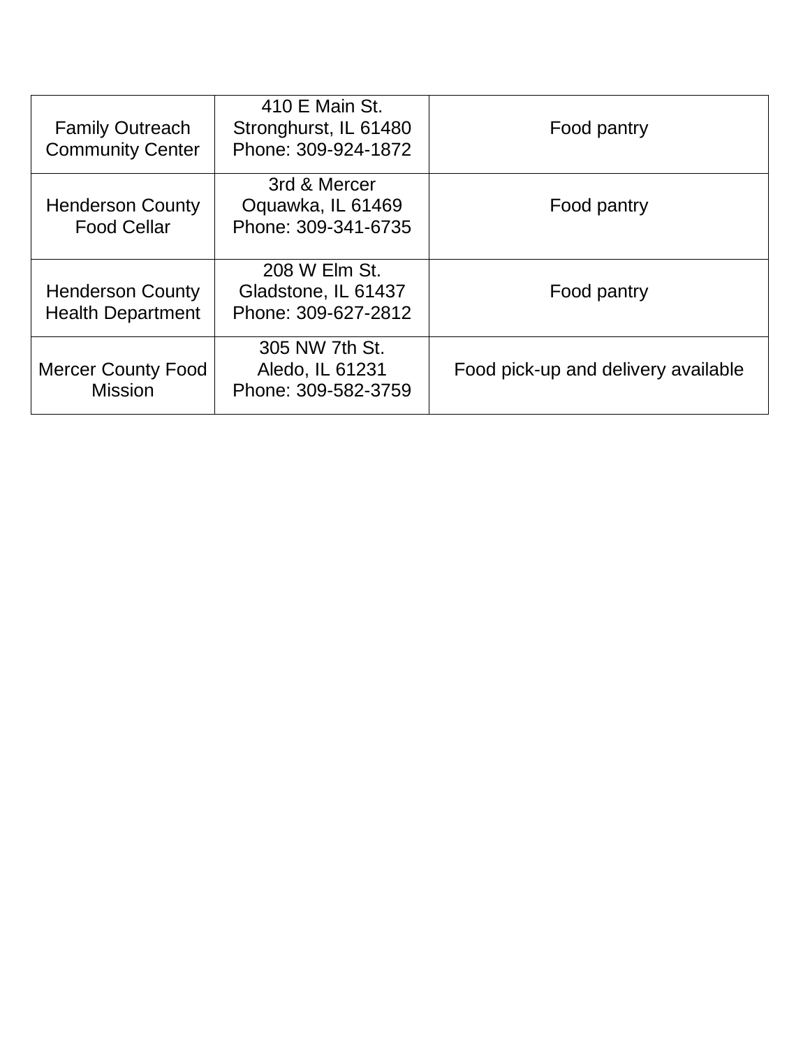| | | |
|---|---|---|
| Family Outreach Community Center | 410 E Main St.<br>Stronghurst, IL 61480<br>Phone: 309-924-1872 | Food pantry |
| Henderson County Food Cellar | 3rd & Mercer<br>Oquawka, IL 61469<br>Phone: 309-341-6735 | Food pantry |
| Henderson County Health Department | 208 W Elm St.<br>Gladstone, IL 61437<br>Phone: 309-627-2812 | Food pantry |
| Mercer County Food Mission | 305 NW 7th St.<br>Aledo, IL 61231<br>Phone: 309-582-3759 | Food pick-up and delivery available |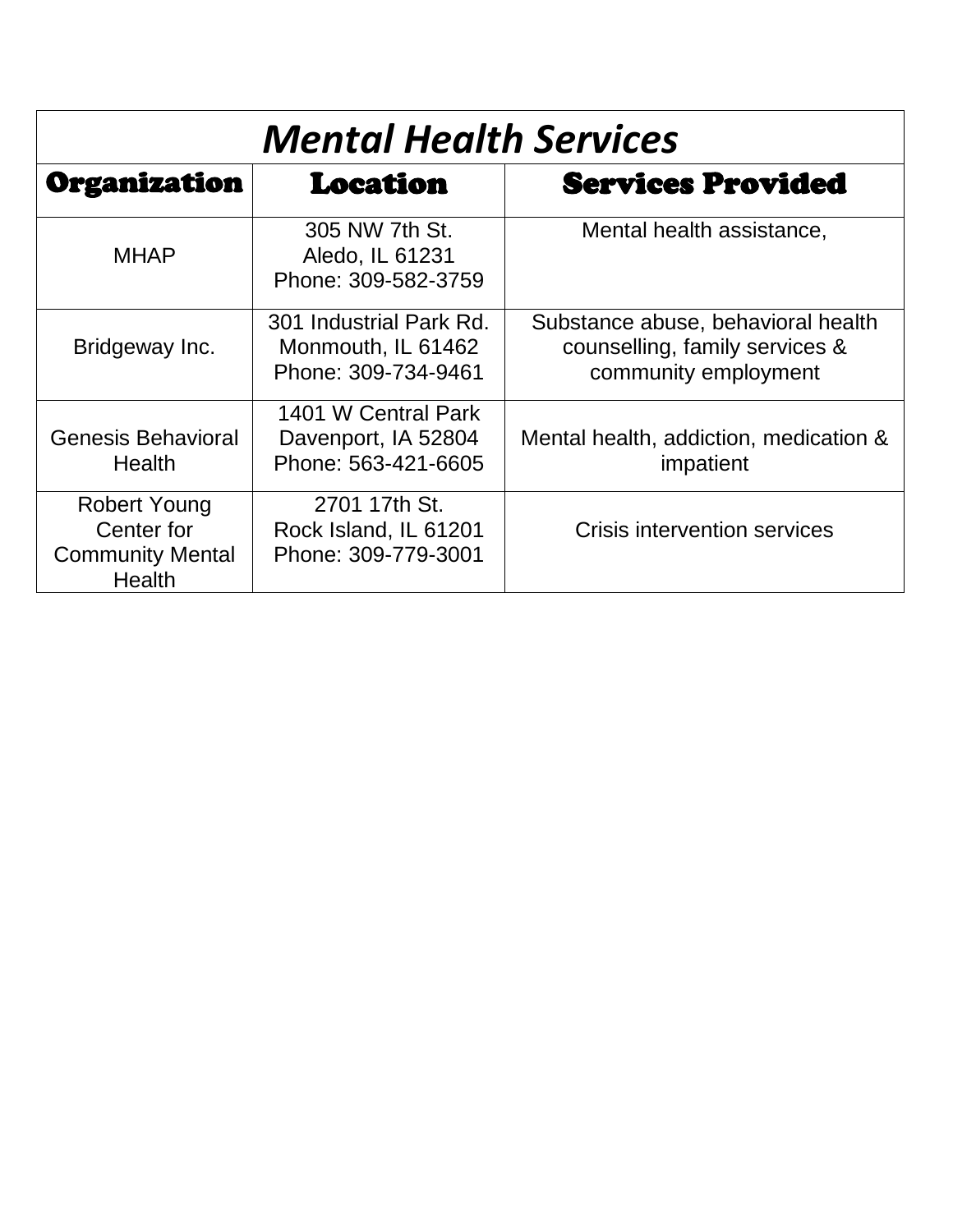| *Mental Health Services* | | |
|---|---|---|
| **Organization** | **Location** | **Services Provided** |
| MHAP | 305 NW 7th St.<br>Aledo, IL 61231<br>Phone: 309-582-3759 | Mental health assistance, |
| Bridgeway Inc. | 301 Industrial Park Rd.<br>Monmouth, IL 61462<br>Phone: 309-734-9461 | Substance abuse, behavioral health counselling, family services & community employment |
| Genesis Behavioral Health | 1401 W Central Park<br>Davenport, IA 52804<br>Phone: 563-421-6605 | Mental health, addiction, medication & impatient |
| Robert Young Center for Community Mental Health | 2701 17th St.<br>Rock Island, IL 61201<br>Phone: 309-779-3001 | Crisis intervention services |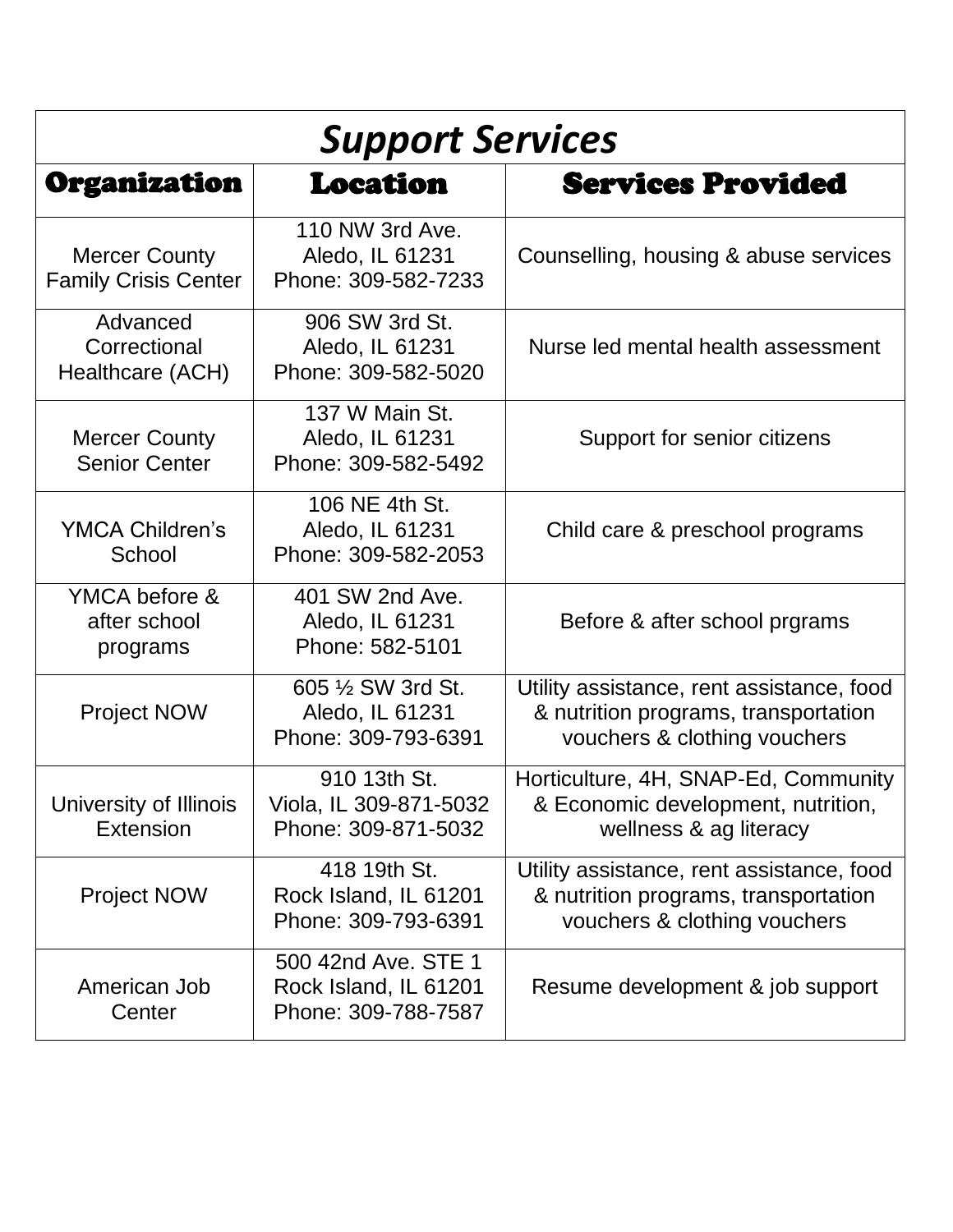| Support Services | | |
|---|---|---|
| **Organization** | **Location** | **Services Provided** |
| Mercer County Family Crisis Center | 110 NW 3rd Ave.<br>Aledo, IL 61231<br>Phone: 309-582-7233 | Counselling, housing & abuse services |
| Advanced Correctional Healthcare (ACH) | 906 SW 3rd St.<br>Aledo, IL 61231<br>Phone: 309-582-5020 | Nurse led mental health assessment |
| Mercer County Senior Center | 137 W Main St.<br>Aledo, IL 61231<br>Phone: 309-582-5492 | Support for senior citizens |
| YMCA Children's School | 106 NE 4th St.<br>Aledo, IL 61231<br>Phone: 309-582-2053 | Child care & preschool programs |
| YMCA before & after school programs | 401 SW 2nd Ave.<br>Aledo, IL 61231<br>Phone: 582-5101 | Before & after school prgrams |
| Project NOW | 605 ½ SW 3rd St.<br>Aledo, IL 61231<br>Phone: 309-793-6391 | Utility assistance, rent assistance, food & nutrition programs, transportation vouchers & clothing vouchers |
| University of Illinois Extension | 910 13th St.<br>Viola, IL 309-871-5032<br>Phone: 309-871-5032 | Horticulture, 4H, SNAP-Ed, Community & Economic development, nutrition, wellness & ag literacy |
| Project NOW | 418 19th St.<br>Rock Island, IL 61201<br>Phone: 309-793-6391 | Utility assistance, rent assistance, food & nutrition programs, transportation vouchers & clothing vouchers |
| American Job Center | 500 42nd Ave. STE 1<br>Rock Island, IL 61201<br>Phone: 309-788-7587 | Resume development & job support |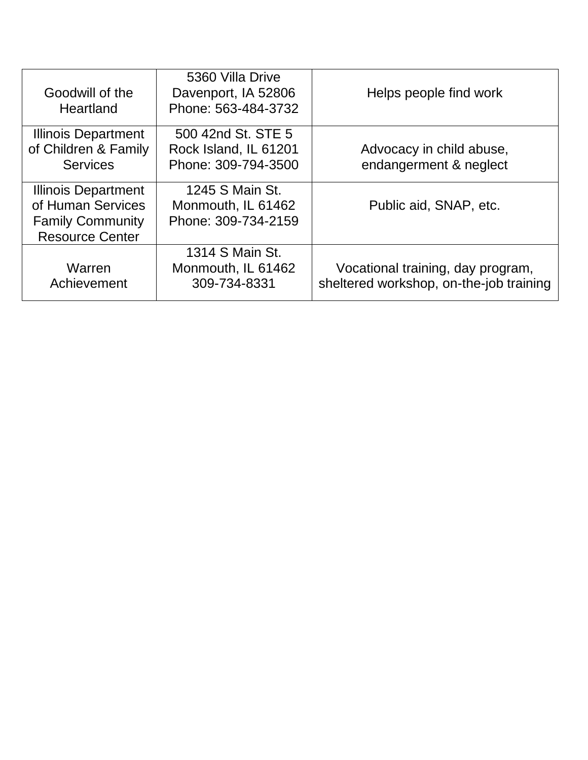| Goodwill of the Heartland | 5360 Villa Drive Davenport, IA 52806 Phone: 563-484-3732 | Helps people find work |
|---|---|---|
| Illinois Department of Children & Family Services | 500 42nd St. STE 5 Rock Island, IL 61201 Phone: 309-794-3500 | Advocacy in child abuse, endangerment & neglect |
| Illinois Department of Human Services Family Community Resource Center | 1245 S Main St. Monmouth, IL 61462 Phone: 309-734-2159 | Public aid, SNAP, etc. |
| Warren Achievement | 1314 S Main St. Monmouth, IL 61462 309-734-8331 | Vocational training, day program, sheltered workshop, on-the-job training |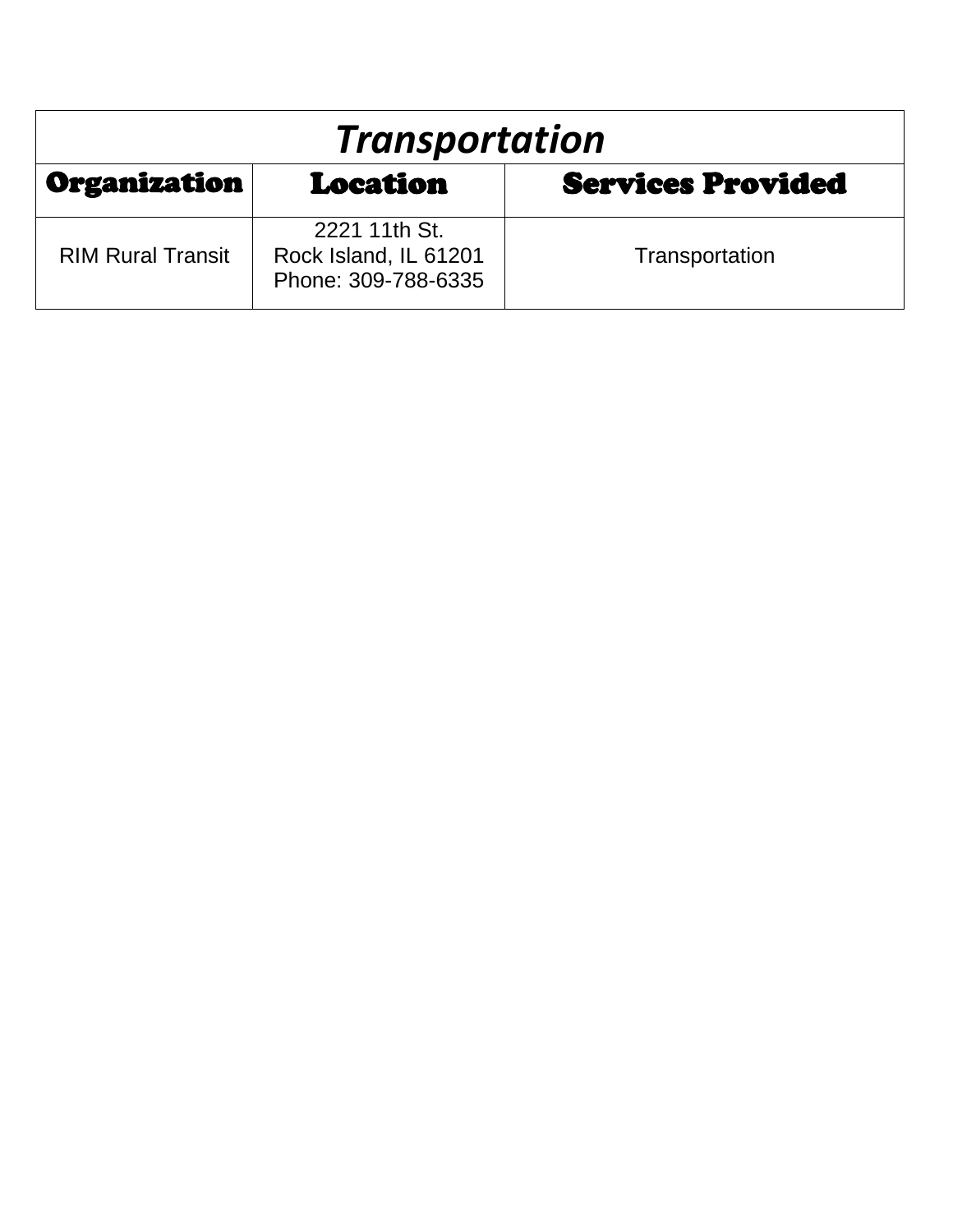| *Transportation* | | |
|---|---|---|
| **Organization** | **Location** | **Services Provided** |
| RIM Rural Transit | 2221 11th St.<br>Rock Island, IL 61201<br>Phone: 309-788-6335 | Transportation |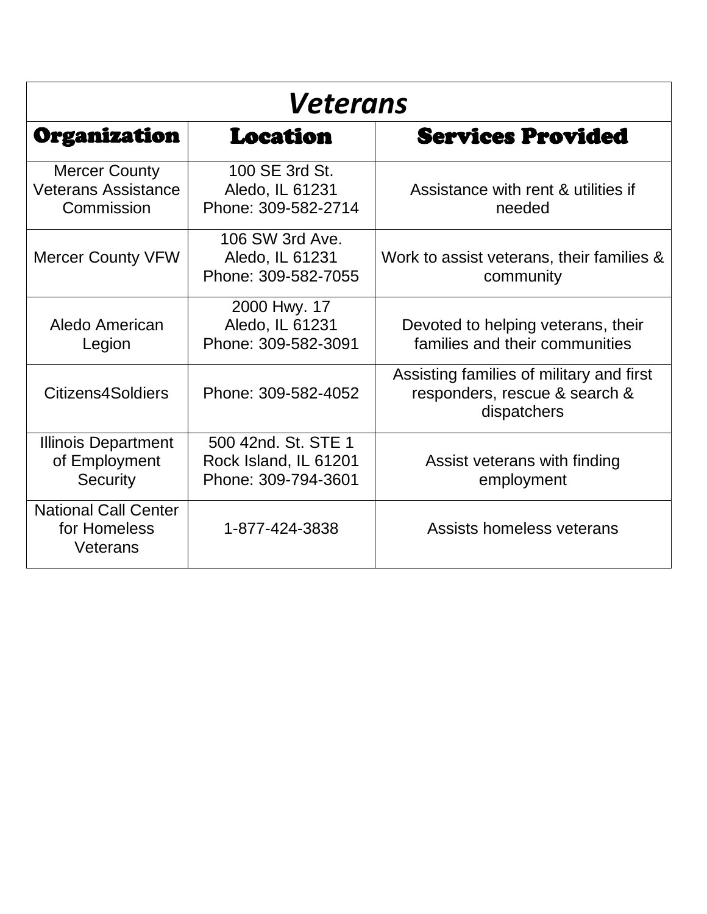| Veterans | | |
|---|---|---|
| **Organization** | **Location** | **Services Provided** |
| Mercer County Veterans Assistance Commission | 100 SE 3rd St.<br>Aledo, IL 61231<br>Phone: 309-582-2714 | Assistance with rent & utilities if needed |
| Mercer County VFW | 106 SW 3rd Ave.<br>Aledo, IL 61231<br>Phone: 309-582-7055 | Work to assist veterans, their families & community |
| Aledo American Legion | 2000 Hwy. 17<br>Aledo, IL 61231<br>Phone: 309-582-3091 | Devoted to helping veterans, their families and their communities |
| Citizens4Soldiers | Phone: 309-582-4052 | Assisting families of military and first responders, rescue & search & dispatchers |
| Illinois Department of Employment Security | 500 42nd. St. STE 1<br>Rock Island, IL 61201<br>Phone: 309-794-3601 | Assist veterans with finding employment |
| National Call Center for Homeless Veterans | 1-877-424-3838 | Assists homeless veterans |